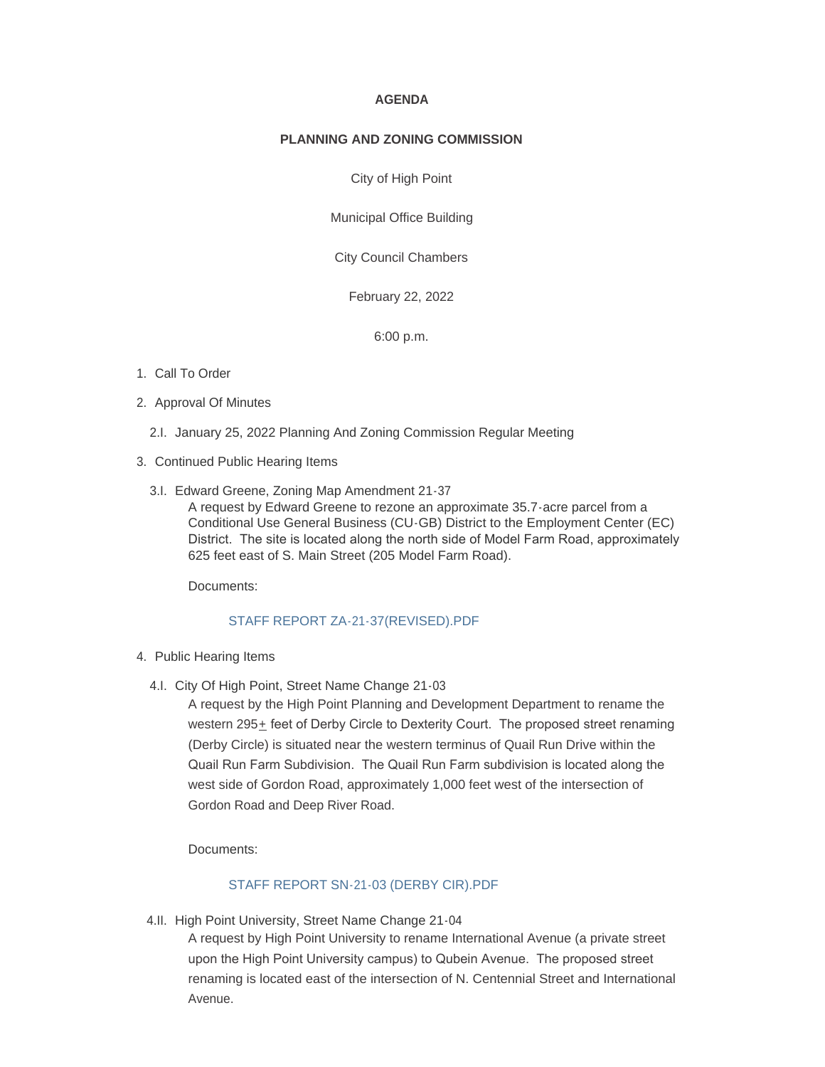**AGENDA**

**PLANNING AND ZONING COMMISSION**

City of High Point

Municipal Office Building

City Council Chambers

February 22, 2022

6:00 p.m.

1. Call To Order

2. Approval Of Minutes

   2.I. January 25, 2022 Planning And Zoning Commission Regular Meeting

3. Continued Public Hearing Items

   3.I. Edward Greene, Zoning Map Amendment 21-37

   A request by Edward Greene to rezone an approximate 35.7-acre parcel from a Conditional Use General Business (CU-GB) District to the Employment Center (EC) District. The site is located along the north side of Model Farm Road, approximately 625 feet east of S. Main Street (205 Model Farm Road).

   Documents:

   STAFF REPORT ZA-21-37(REVISED).PDF

4. Public Hearing Items

   4.I. City Of High Point, Street Name Change 21-03

   A request by the High Point Planning and Development Department to rename the western 295± feet of Derby Circle to Dexterity Court. The proposed street renaming (Derby Circle) is situated near the western terminus of Quail Run Drive within the Quail Run Farm Subdivision. The Quail Run Farm subdivision is located along the west side of Gordon Road, approximately 1,000 feet west of the intersection of Gordon Road and Deep River Road.

   Documents:

   STAFF REPORT SN-21-03 (DERBY CIR).PDF

   4.II. High Point University, Street Name Change 21-04

   A request by High Point University to rename International Avenue (a private street upon the High Point University campus) to Qubein Avenue. The proposed street renaming is located east of the intersection of N. Centennial Street and International Avenue.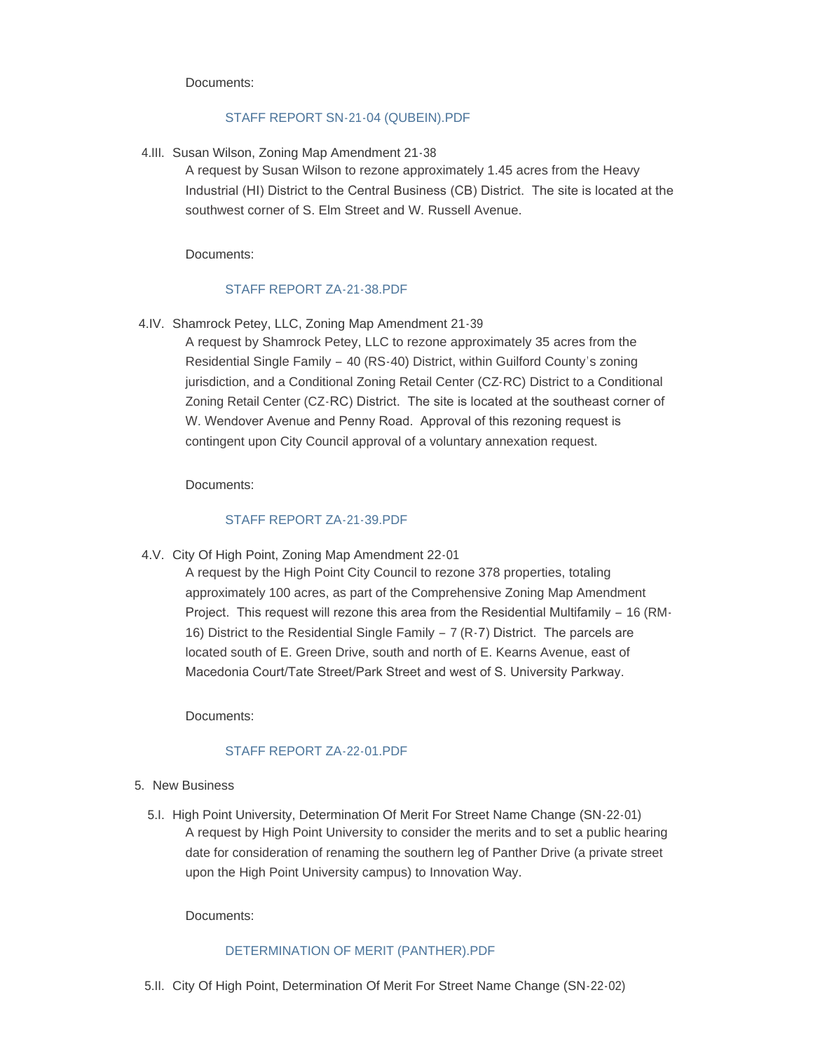Documents:

STAFF REPORT SN-21-04 (QUBEIN).PDF

4.III. Susan Wilson, Zoning Map Amendment 21-38

A request by Susan Wilson to rezone approximately 1.45 acres from the Heavy Industrial (HI) District to the Central Business (CB) District. The site is located at the southwest corner of S. Elm Street and W. Russell Avenue.

Documents:

STAFF REPORT ZA-21-38.PDF

4.IV. Shamrock Petey, LLC, Zoning Map Amendment 21-39

A request by Shamrock Petey, LLC to rezone approximately 35 acres from the Residential Single Family – 40 (RS-40) District, within Guilford County's zoning jurisdiction, and a Conditional Zoning Retail Center (CZ-RC) District to a Conditional Zoning Retail Center (CZ-RC) District. The site is located at the southeast corner of W. Wendover Avenue and Penny Road. Approval of this rezoning request is contingent upon City Council approval of a voluntary annexation request.

Documents:

STAFF REPORT ZA-21-39.PDF

4.V. City Of High Point, Zoning Map Amendment 22-01

A request by the High Point City Council to rezone 378 properties, totaling approximately 100 acres, as part of the Comprehensive Zoning Map Amendment Project. This request will rezone this area from the Residential Multifamily – 16 (RM-16) District to the Residential Single Family – 7 (R-7) District. The parcels are located south of E. Green Drive, south and north of E. Kearns Avenue, east of Macedonia Court/Tate Street/Park Street and west of S. University Parkway.

Documents:

STAFF REPORT ZA-22-01.PDF

5. New Business

5.I. High Point University, Determination Of Merit For Street Name Change (SN-22-01)

A request by High Point University to consider the merits and to set a public hearing date for consideration of renaming the southern leg of Panther Drive (a private street upon the High Point University campus) to Innovation Way.

Documents:

DETERMINATION OF MERIT (PANTHER).PDF

5.II. City Of High Point, Determination Of Merit For Street Name Change (SN-22-02)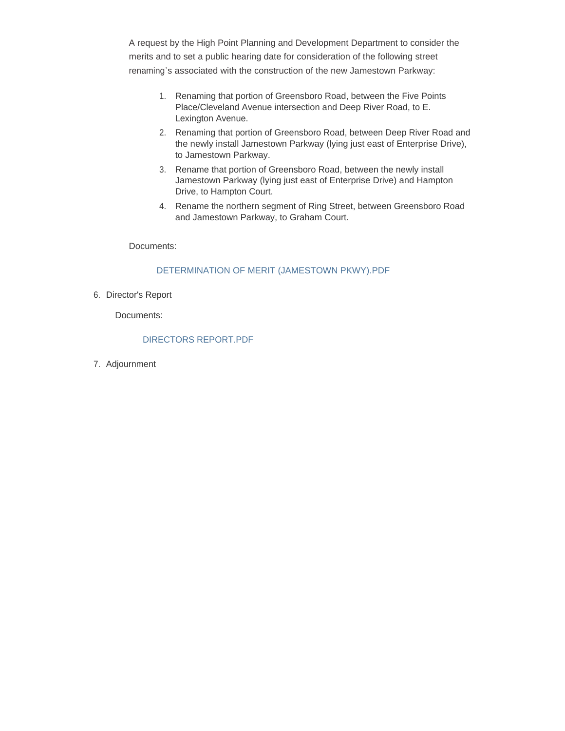A request by the High Point Planning and Development Department to consider the merits and to set a public hearing date for consideration of the following street renaming's associated with the construction of the new Jamestown Parkway:

1. Renaming that portion of Greensboro Road, between the Five Points Place/Cleveland Avenue intersection and Deep River Road, to E. Lexington Avenue.
2. Renaming that portion of Greensboro Road, between Deep River Road and the newly install Jamestown Parkway (lying just east of Enterprise Drive), to Jamestown Parkway.
3. Rename that portion of Greensboro Road, between the newly install Jamestown Parkway (lying just east of Enterprise Drive) and Hampton Drive, to Hampton Court.
4. Rename the northern segment of Ring Street, between Greensboro Road and Jamestown Parkway, to Graham Court.

Documents:

DETERMINATION OF MERIT (JAMESTOWN PKWY).PDF

6. Director's Report

Documents:

DIRECTORS REPORT.PDF

7. Adjournment